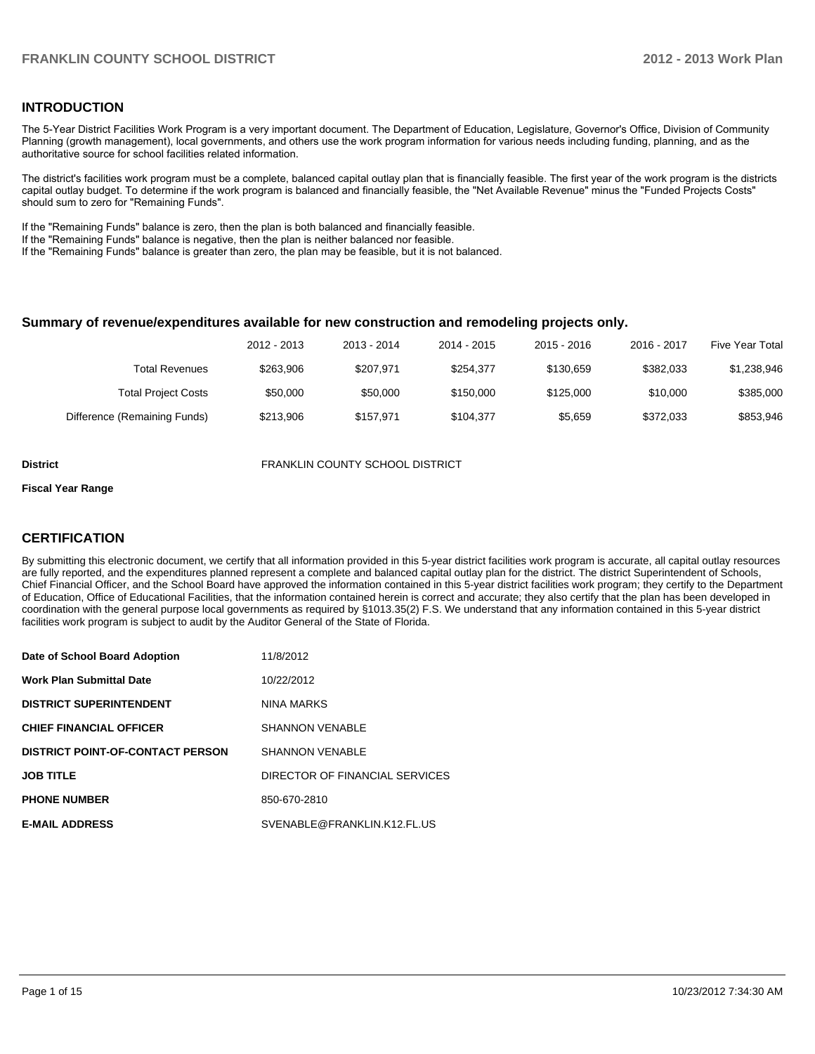## INTRODUCTION

The 5-Year District Facilities Work Program is a very important document. The Department of Education, Legislature, Governor's Office, Division of Community Planning (growth management), local governments, and others use the work program information for various needs including funding, planning, and as the authoritative source for school facilities related information.

The district's facilities work program must be a complete, balanced capital outlay plan that is financially feasible. The first year of the work program is the districts capital outlay budget. To determine if the work program is balanced and financially feasible, the "Net Available Revenue" minus the "Funded Projects Costs" should sum to zero for "Remaining Funds".

If the "Remaining Funds" balance is zero, then the plan is both balanced and financially feasible.
If the "Remaining Funds" balance is negative, then the plan is neither balanced nor feasible.
If the "Remaining Funds" balance is greater than zero, the plan may be feasible, but it is not balanced.

### Summary of revenue/expenditures available for new construction and remodeling projects only.

| | 2012 - 2013 | 2013 - 2014 | 2014 - 2015 | 2015 - 2016 | 2016 - 2017 | Five Year Total |
|---|---|---|---|---|---|---|
| Total Revenues | $263,906 | $207,971 | $254,377 | $130,659 | $382,033 | $1,238,946 |
| Total Project Costs | $50,000 | $50,000 | $150,000 | $125,000 | $10,000 | $385,000 |
| Difference (Remaining Funds) | $213,906 | $157,971 | $104,377 | $5,659 | $372,033 | $853,946 |

**District** FRANKLIN COUNTY SCHOOL DISTRICT

**Fiscal Year Range**

## CERTIFICATION

By submitting this electronic document, we certify that all information provided in this 5-year district facilities work program is accurate, all capital outlay resources are fully reported, and the expenditures planned represent a complete and balanced capital outlay plan for the district. The district Superintendent of Schools, Chief Financial Officer, and the School Board have approved the information contained in this 5-year district facilities work program; they certify to the Department of Education, Office of Educational Facilities, that the information contained herein is correct and accurate; they also certify that the plan has been developed in coordination with the general purpose local governments as required by §1013.35(2) F.S. We understand that any information contained in this 5-year district facilities work program is subject to audit by the Auditor General of the State of Florida.

| | |
|---|---|
| **Date of School Board Adoption** | 11/8/2012 |
| **Work Plan Submittal Date** | 10/22/2012 |
| **DISTRICT SUPERINTENDENT** | NINA MARKS |
| **CHIEF FINANCIAL OFFICER** | SHANNON VENABLE |
| **DISTRICT POINT-OF-CONTACT PERSON** | SHANNON VENABLE |
| **JOB TITLE** | DIRECTOR OF FINANCIAL SERVICES |
| **PHONE NUMBER** | 850-670-2810 |
| **E-MAIL ADDRESS** | SVENABLE@FRANKLIN.K12.FL.US |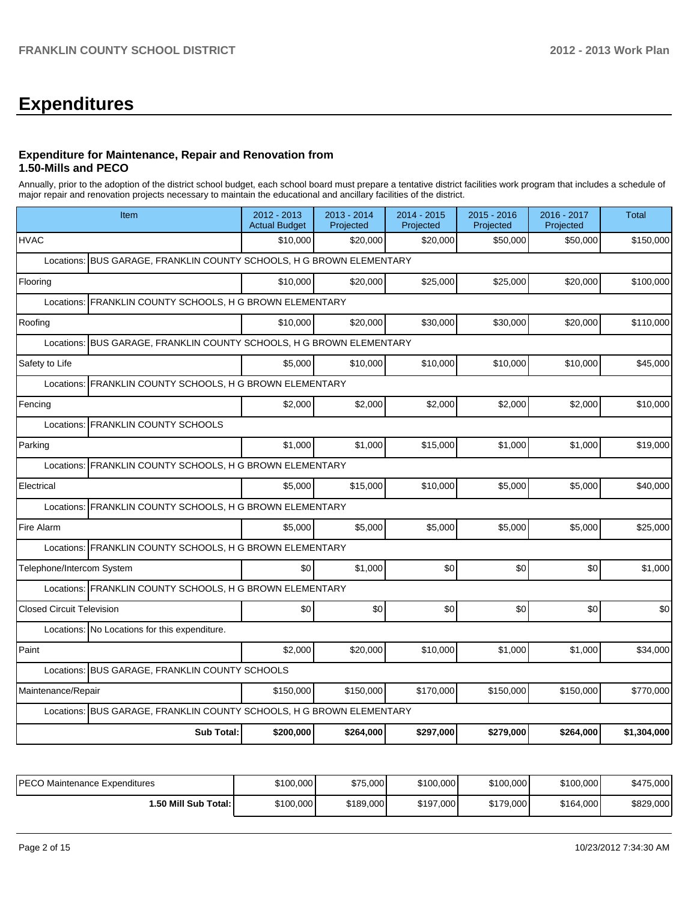# Expenditures

### Expenditure for Maintenance, Repair and Renovation from 1.50-Mills and PECO

Annually, prior to the adoption of the district school budget, each school board must prepare a tentative district facilities work program that includes a schedule of major repair and renovation projects necessary to maintain the educational and ancillary facilities of the district.

| Item | 2012 - 2013 Actual Budget | 2013 - 2014 Projected | 2014 - 2015 Projected | 2015 - 2016 Projected | 2016 - 2017 Projected | Total |
|---|---|---|---|---|---|---|
| HVAC | $10,000 | $20,000 | $20,000 | $50,000 | $50,000 | $150,000 |
| Locations: BUS GARAGE, FRANKLIN COUNTY SCHOOLS, H G BROWN ELEMENTARY | | | | | | |
| Flooring | $10,000 | $20,000 | $25,000 | $25,000 | $20,000 | $100,000 |
| Locations: FRANKLIN COUNTY SCHOOLS, H G BROWN ELEMENTARY | | | | | | |
| Roofing | $10,000 | $20,000 | $30,000 | $30,000 | $20,000 | $110,000 |
| Locations: BUS GARAGE, FRANKLIN COUNTY SCHOOLS, H G BROWN ELEMENTARY | | | | | | |
| Safety to Life | $5,000 | $10,000 | $10,000 | $10,000 | $10,000 | $45,000 |
| Locations: FRANKLIN COUNTY SCHOOLS, H G BROWN ELEMENTARY | | | | | | |
| Fencing | $2,000 | $2,000 | $2,000 | $2,000 | $2,000 | $10,000 |
| Locations: FRANKLIN COUNTY SCHOOLS | | | | | | |
| Parking | $1,000 | $1,000 | $15,000 | $1,000 | $1,000 | $19,000 |
| Locations: FRANKLIN COUNTY SCHOOLS, H G BROWN ELEMENTARY | | | | | | |
| Electrical | $5,000 | $15,000 | $10,000 | $5,000 | $5,000 | $40,000 |
| Locations: FRANKLIN COUNTY SCHOOLS, H G BROWN ELEMENTARY | | | | | | |
| Fire Alarm | $5,000 | $5,000 | $5,000 | $5,000 | $5,000 | $25,000 |
| Locations: FRANKLIN COUNTY SCHOOLS, H G BROWN ELEMENTARY | | | | | | |
| Telephone/Intercom System | $0 | $1,000 | $0 | $0 | $0 | $1,000 |
| Locations: FRANKLIN COUNTY SCHOOLS, H G BROWN ELEMENTARY | | | | | | |
| Closed Circuit Television | $0 | $0 | $0 | $0 | $0 | $0 |
| Locations: No Locations for this expenditure. | | | | | | |
| Paint | $2,000 | $20,000 | $10,000 | $1,000 | $1,000 | $34,000 |
| Locations: BUS GARAGE, FRANKLIN COUNTY SCHOOLS | | | | | | |
| Maintenance/Repair | $150,000 | $150,000 | $170,000 | $150,000 | $150,000 | $770,000 |
| Locations: BUS GARAGE, FRANKLIN COUNTY SCHOOLS, H G BROWN ELEMENTARY | | | | | | |
| **Sub Total:** | **$200,000** | **$264,000** | **$297,000** | **$279,000** | **$264,000** | **$1,304,000** |

| | | | | | | |
|---|---|---|---|---|---|---|
| PECO Maintenance Expenditures | $100,000 | $75,000 | $100,000 | $100,000 | $100,000 | $475,000 |
| **1.50 Mill Sub Total:** | $100,000 | $189,000 | $197,000 | $179,000 | $164,000 | $829,000 |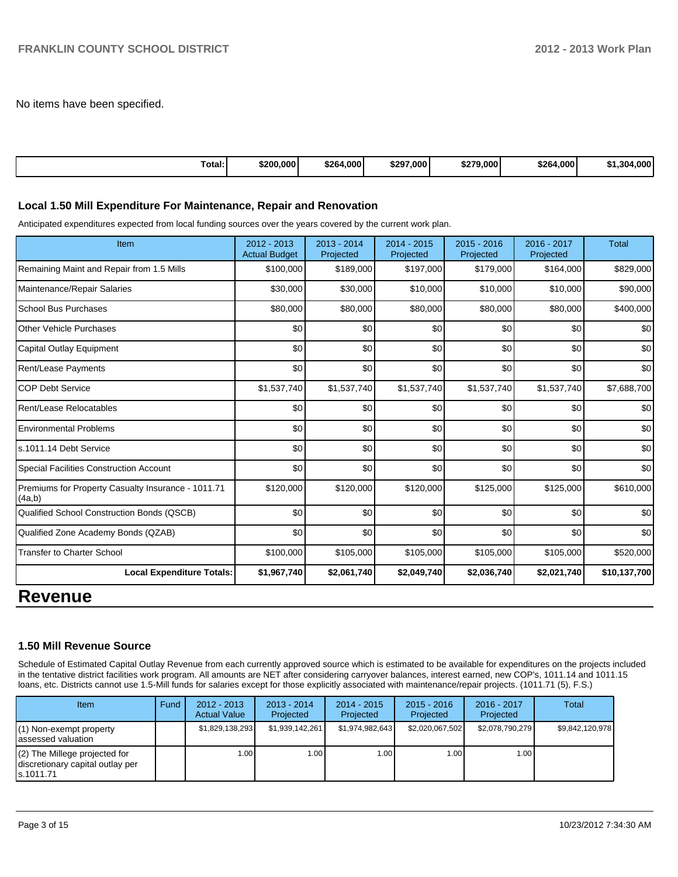No items have been specified.

| Total: | $200,000 | $264,000 | $297,000 | $279,000 | $264,000 | $1,304,000 |
|---|---|---|---|---|---|---|

### Local 1.50 Mill Expenditure For Maintenance, Repair and Renovation

Anticipated expenditures expected from local funding sources over the years covered by the current work plan.

| Item | 2012 - 2013 Actual Budget | 2013 - 2014 Projected | 2014 - 2015 Projected | 2015 - 2016 Projected | 2016 - 2017 Projected | Total |
|---|---|---|---|---|---|---|
| Remaining Maint and Repair from 1.5 Mills | $100,000 | $189,000 | $197,000 | $179,000 | $164,000 | $829,000 |
| Maintenance/Repair Salaries | $30,000 | $30,000 | $10,000 | $10,000 | $10,000 | $90,000 |
| School Bus Purchases | $80,000 | $80,000 | $80,000 | $80,000 | $80,000 | $400,000 |
| Other Vehicle Purchases | $0 | $0 | $0 | $0 | $0 | $0 |
| Capital Outlay Equipment | $0 | $0 | $0 | $0 | $0 | $0 |
| Rent/Lease Payments | $0 | $0 | $0 | $0 | $0 | $0 |
| COP Debt Service | $1,537,740 | $1,537,740 | $1,537,740 | $1,537,740 | $1,537,740 | $7,688,700 |
| Rent/Lease Relocatables | $0 | $0 | $0 | $0 | $0 | $0 |
| Environmental Problems | $0 | $0 | $0 | $0 | $0 | $0 |
| s.1011.14 Debt Service | $0 | $0 | $0 | $0 | $0 | $0 |
| Special Facilities Construction Account | $0 | $0 | $0 | $0 | $0 | $0 |
| Premiums for Property Casualty Insurance - 1011.71 (4a,b) | $120,000 | $120,000 | $120,000 | $125,000 | $125,000 | $610,000 |
| Qualified School Construction Bonds (QSCB) | $0 | $0 | $0 | $0 | $0 | $0 |
| Qualified Zone Academy Bonds (QZAB) | $0 | $0 | $0 | $0 | $0 | $0 |
| Transfer to Charter School | $100,000 | $105,000 | $105,000 | $105,000 | $105,000 | $520,000 |
| **Local Expenditure Totals:** | **$1,967,740** | **$2,061,740** | **$2,049,740** | **$2,036,740** | **$2,021,740** | **$10,137,700** |

# Revenue

### 1.50 Mill Revenue Source

Schedule of Estimated Capital Outlay Revenue from each currently approved source which is estimated to be available for expenditures on the projects included in the tentative district facilities work program. All amounts are NET after considering carryover balances, interest earned, new COP's, 1011.14 and 1011.15 loans, etc. Districts cannot use 1.5-Mill funds for salaries except for those explicitly associated with maintenance/repair projects. (1011.71 (5), F.S.)

| Item | Fund | 2012 - 2013 Actual Value | 2013 - 2014 Projected | 2014 - 2015 Projected | 2015 - 2016 Projected | 2016 - 2017 Projected | Total |
|---|---|---|---|---|---|---|---|
| (1) Non-exempt property assessed valuation | | $1,829,138,293 | $1,939,142,261 | $1,974,982,643 | $2,020,067,502 | $2,078,790,279 | $9,842,120,978 |
| (2) The Millege projected for discretionary capital outlay per s.1011.71 | | 1.00 | 1.00 | 1.00 | 1.00 | 1.00 | |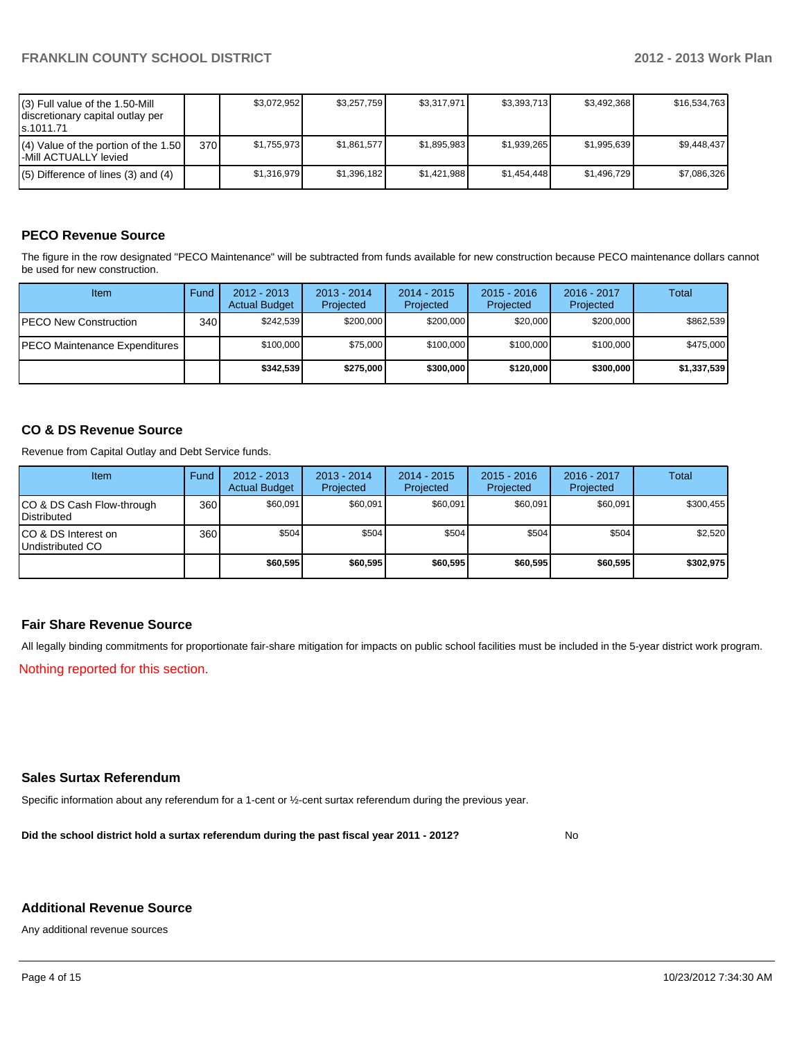| | | | | | | | |
|---|---|---|---|---|---|---|---|
| (3) Full value of the 1.50-Mill discretionary capital outlay per s.1011.71 | | $3,072,952 | $3,257,759 | $3,317,971 | $3,393,713 | $3,492,368 | $16,534,763 |
| (4) Value of the portion of the 1.50 -Mill ACTUALLY levied | 370 | $1,755,973 | $1,861,577 | $1,895,983 | $1,939,265 | $1,995,639 | $9,448,437 |
| (5) Difference of lines (3) and (4) | | $1,316,979 | $1,396,182 | $1,421,988 | $1,454,448 | $1,496,729 | $7,086,326 |

## PECO Revenue Source

The figure in the row designated "PECO Maintenance" will be subtracted from funds available for new construction because PECO maintenance dollars cannot be used for new construction.

| Item | Fund | 2012 - 2013 Actual Budget | 2013 - 2014 Projected | 2014 - 2015 Projected | 2015 - 2016 Projected | 2016 - 2017 Projected | Total |
|---|---|---|---|---|---|---|---|
| PECO New Construction | 340 | $242,539 | $200,000 | $200,000 | $20,000 | $200,000 | $862,539 |
| PECO Maintenance Expenditures | | $100,000 | $75,000 | $100,000 | $100,000 | $100,000 | $475,000 |
| | | **$342,539** | **$275,000** | **$300,000** | **$120,000** | **$300,000** | **$1,337,539** |

## CO & DS Revenue Source

Revenue from Capital Outlay and Debt Service funds.

| Item | Fund | 2012 - 2013 Actual Budget | 2013 - 2014 Projected | 2014 - 2015 Projected | 2015 - 2016 Projected | 2016 - 2017 Projected | Total |
|---|---|---|---|---|---|---|---|
| CO & DS Cash Flow-through Distributed | 360 | $60,091 | $60,091 | $60,091 | $60,091 | $60,091 | $300,455 |
| CO & DS Interest on Undistributed CO | 360 | $504 | $504 | $504 | $504 | $504 | $2,520 |
| | | **$60,595** | **$60,595** | **$60,595** | **$60,595** | **$60,595** | **$302,975** |

## Fair Share Revenue Source

All legally binding commitments for proportionate fair-share mitigation for impacts on public school facilities must be included in the 5-year district work program.

Nothing reported for this section.

## Sales Surtax Referendum

Specific information about any referendum for a 1-cent or ½-cent surtax referendum during the previous year.

**Did the school district hold a surtax referendum during the past fiscal year 2011 - 2012?** No

## Additional Revenue Source

Any additional revenue sources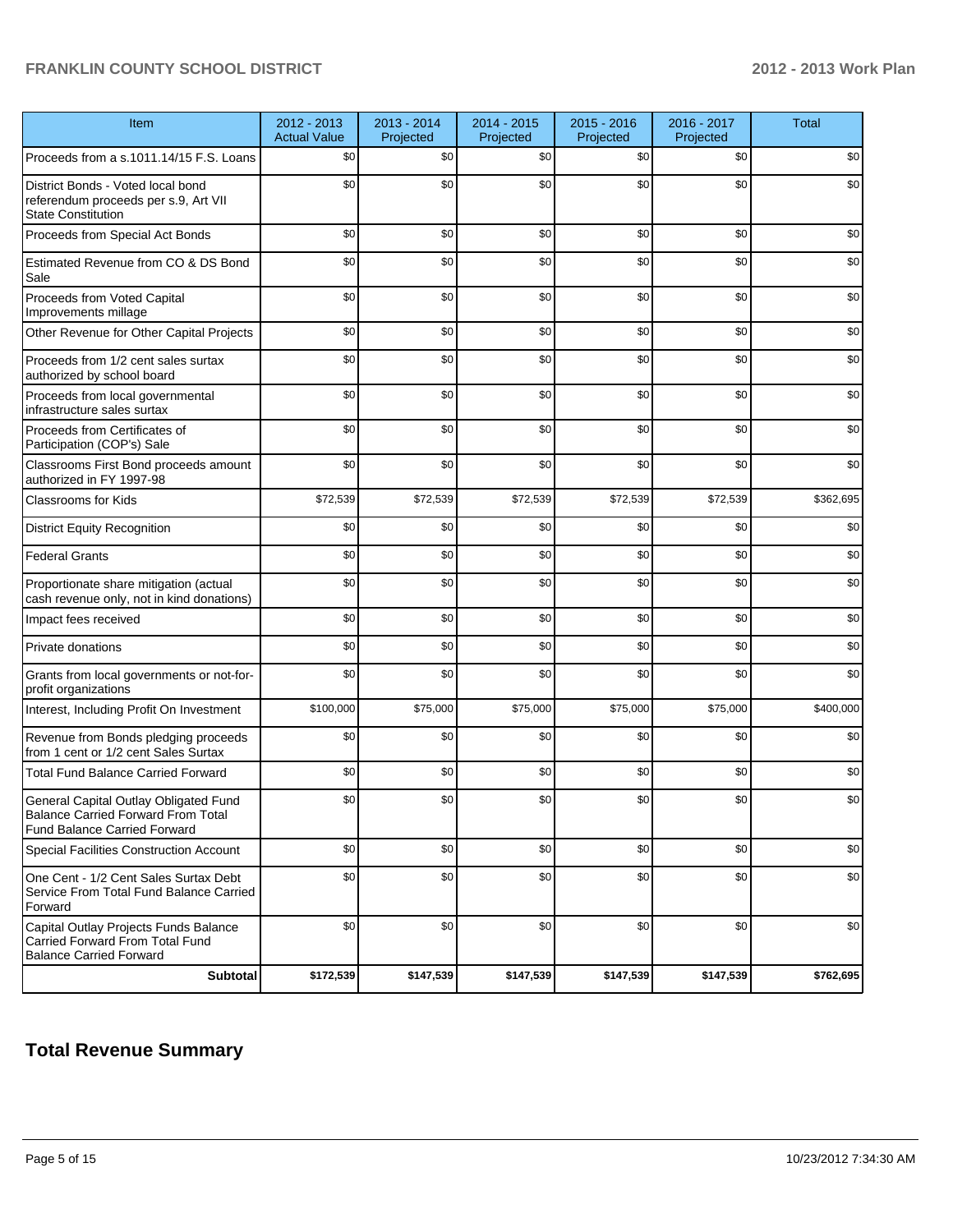| Item | 2012 - 2013 Actual Value | 2013 - 2014 Projected | 2014 - 2015 Projected | 2015 - 2016 Projected | 2016 - 2017 Projected | Total |
|---|---|---|---|---|---|---|
| Proceeds from a s.1011.14/15 F.S. Loans | $0 | $0 | $0 | $0 | $0 | $0 |
| District Bonds - Voted local bond referendum proceeds per s.9, Art VII State Constitution | $0 | $0 | $0 | $0 | $0 | $0 |
| Proceeds from Special Act Bonds | $0 | $0 | $0 | $0 | $0 | $0 |
| Estimated Revenue from CO & DS Bond Sale | $0 | $0 | $0 | $0 | $0 | $0 |
| Proceeds from Voted Capital Improvements millage | $0 | $0 | $0 | $0 | $0 | $0 |
| Other Revenue for Other Capital Projects | $0 | $0 | $0 | $0 | $0 | $0 |
| Proceeds from 1/2 cent sales surtax authorized by school board | $0 | $0 | $0 | $0 | $0 | $0 |
| Proceeds from local governmental infrastructure sales surtax | $0 | $0 | $0 | $0 | $0 | $0 |
| Proceeds from Certificates of Participation (COP's) Sale | $0 | $0 | $0 | $0 | $0 | $0 |
| Classrooms First Bond proceeds amount authorized in FY 1997-98 | $0 | $0 | $0 | $0 | $0 | $0 |
| Classrooms for Kids | $72,539 | $72,539 | $72,539 | $72,539 | $72,539 | $362,695 |
| District Equity Recognition | $0 | $0 | $0 | $0 | $0 | $0 |
| Federal Grants | $0 | $0 | $0 | $0 | $0 | $0 |
| Proportionate share mitigation (actual cash revenue only, not in kind donations) | $0 | $0 | $0 | $0 | $0 | $0 |
| Impact fees received | $0 | $0 | $0 | $0 | $0 | $0 |
| Private donations | $0 | $0 | $0 | $0 | $0 | $0 |
| Grants from local governments or not-for-profit organizations | $0 | $0 | $0 | $0 | $0 | $0 |
| Interest, Including Profit On Investment | $100,000 | $75,000 | $75,000 | $75,000 | $75,000 | $400,000 |
| Revenue from Bonds pledging proceeds from 1 cent or 1/2 cent Sales Surtax | $0 | $0 | $0 | $0 | $0 | $0 |
| Total Fund Balance Carried Forward | $0 | $0 | $0 | $0 | $0 | $0 |
| General Capital Outlay Obligated Fund Balance Carried Forward From Total Fund Balance Carried Forward | $0 | $0 | $0 | $0 | $0 | $0 |
| Special Facilities Construction Account | $0 | $0 | $0 | $0 | $0 | $0 |
| One Cent - 1/2 Cent Sales Surtax Debt Service From Total Fund Balance Carried Forward | $0 | $0 | $0 | $0 | $0 | $0 |
| Capital Outlay Projects Funds Balance Carried Forward From Total Fund Balance Carried Forward | $0 | $0 | $0 | $0 | $0 | $0 |
| **Subtotal** | **$172,539** | **$147,539** | **$147,539** | **$147,539** | **$147,539** | **$762,695** |

## Total Revenue Summary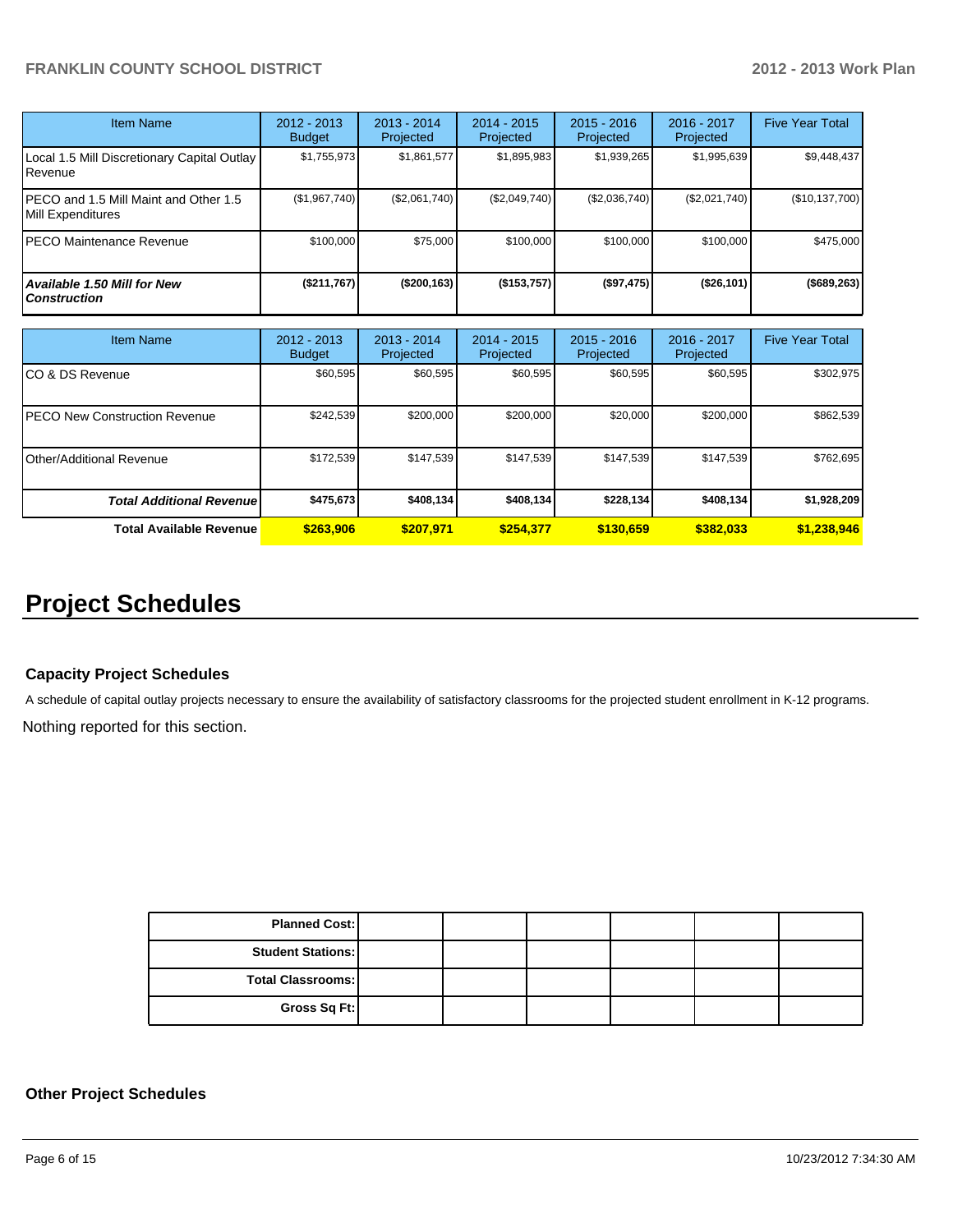| Item Name | 2012 - 2013 Budget | 2013 - 2014 Projected | 2014 - 2015 Projected | 2015 - 2016 Projected | 2016 - 2017 Projected | Five Year Total |
|---|---|---|---|---|---|---|
| Local 1.5 Mill Discretionary Capital Outlay Revenue | $1,755,973 | $1,861,577 | $1,895,983 | $1,939,265 | $1,995,639 | $9,448,437 |
| PECO and 1.5 Mill Maint and Other 1.5 Mill Expenditures | ($1,967,740) | ($2,061,740) | ($2,049,740) | ($2,036,740) | ($2,021,740) | ($10,137,700) |
| PECO Maintenance Revenue | $100,000 | $75,000 | $100,000 | $100,000 | $100,000 | $475,000 |
| ***Available 1.50 Mill for New Construction*** | **($211,767)** | **($200,163)** | **($153,757)** | **($97,475)** | **($26,101)** | **($689,263)** |

| Item Name | 2012 - 2013 Budget | 2013 - 2014 Projected | 2014 - 2015 Projected | 2015 - 2016 Projected | 2016 - 2017 Projected | Five Year Total |
|---|---|---|---|---|---|---|
| CO & DS Revenue | $60,595 | $60,595 | $60,595 | $60,595 | $60,595 | $302,975 |
| PECO New Construction Revenue | $242,539 | $200,000 | $200,000 | $20,000 | $200,000 | $862,539 |
| Other/Additional Revenue | $172,539 | $147,539 | $147,539 | $147,539 | $147,539 | $762,695 |
| ***Total Additional Revenue*** | **$475,673** | **$408,134** | **$408,134** | **$228,134** | **$408,134** | **$1,928,209** |
| **Total Available Revenue** | **$263,906** | **$207,971** | **$254,377** | **$130,659** | **$382,033** | **$1,238,946** |

# Project Schedules

### Capacity Project Schedules

A schedule of capital outlay projects necessary to ensure the availability of satisfactory classrooms for the projected student enrollment in K-12 programs.

Nothing reported for this section.

| | | | | | | |
|---|---|---|---|---|---|---|
| **Planned Cost:** | | | | | | |
| **Student Stations:** | | | | | | |
| **Total Classrooms:** | | | | | | |
| **Gross Sq Ft:** | | | | | | |

### Other Project Schedules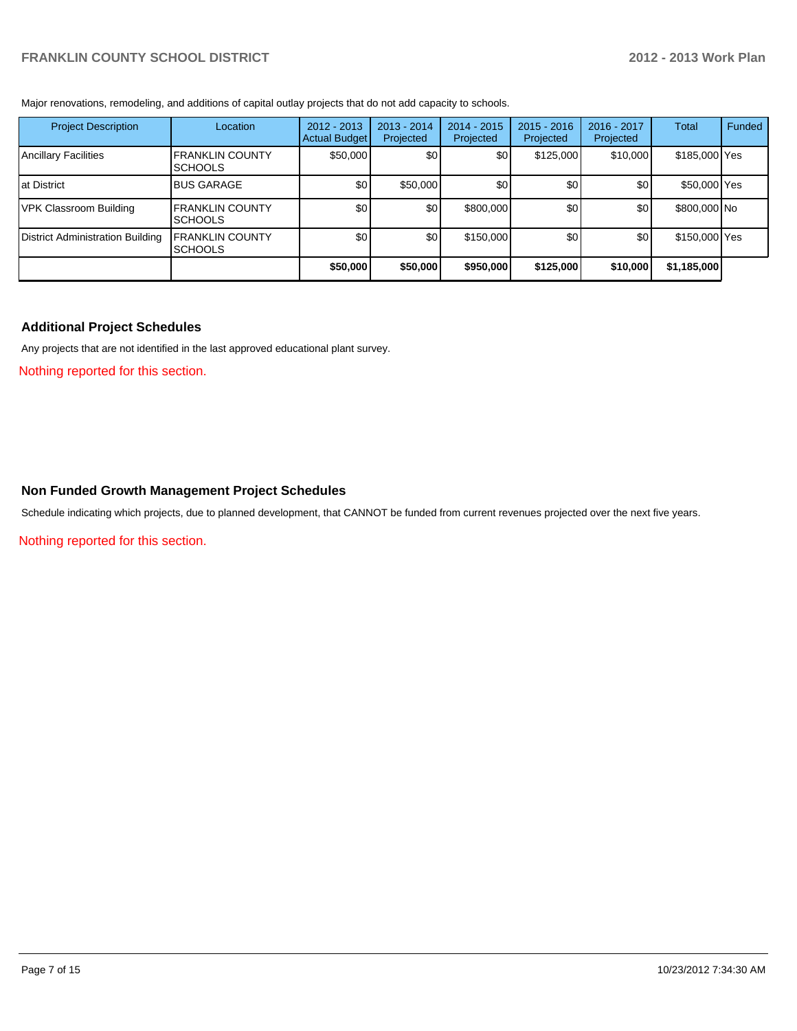Major renovations, remodeling, and additions of capital outlay projects that do not add capacity to schools.

| Project Description | Location | 2012 - 2013 Actual Budget | 2013 - 2014 Projected | 2014 - 2015 Projected | 2015 - 2016 Projected | 2016 - 2017 Projected | Total | Funded |
|---|---|---|---|---|---|---|---|---|
| Ancillary Facilities | FRANKLIN COUNTY SCHOOLS | $50,000 | $0 | $0 | $125,000 | $10,000 | $185,000 | Yes |
| at District | BUS GARAGE | $0 | $50,000 | $0 | $0 | $0 | $50,000 | Yes |
| VPK Classroom Building | FRANKLIN COUNTY SCHOOLS | $0 | $0 | $800,000 | $0 | $0 | $800,000 | No |
| District Administration Building | FRANKLIN COUNTY SCHOOLS | $0 | $0 | $150,000 | $0 | $0 | $150,000 | Yes |
| | | **$50,000** | **$50,000** | **$950,000** | **$125,000** | **$10,000** | **$1,185,000** | |

## Additional Project Schedules

Any projects that are not identified in the last approved educational plant survey.

Nothing reported for this section.

## Non Funded Growth Management Project Schedules

Schedule indicating which projects, due to planned development, that CANNOT be funded from current revenues projected over the next five years.

Nothing reported for this section.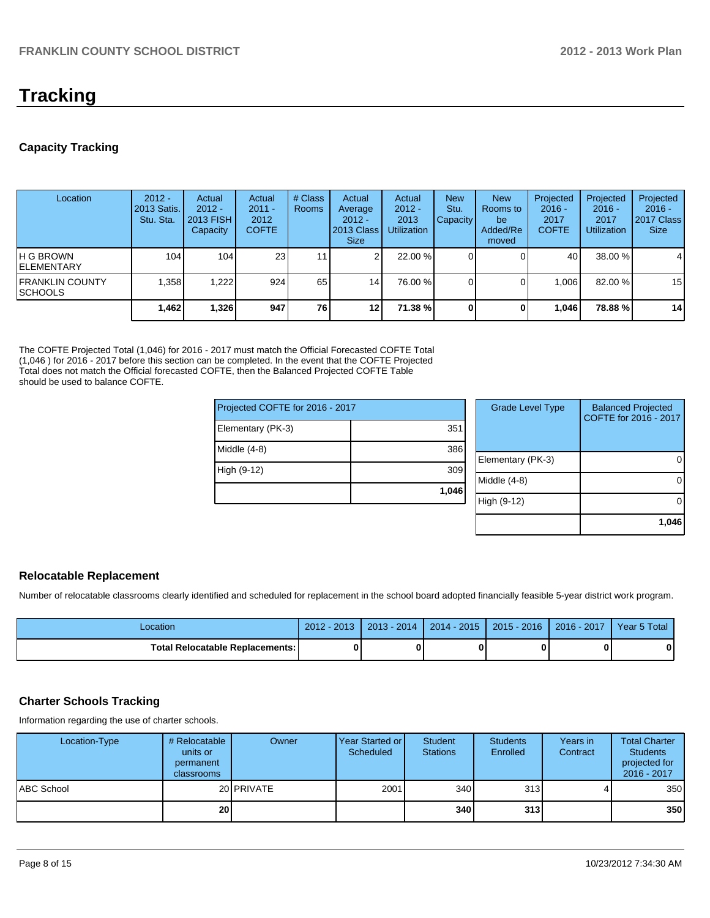# Tracking

## Capacity Tracking

| Location | 2012 - 2013 Satis. Stu. Sta. | Actual 2012 - 2013 FISH Capacity | Actual 2011 - 2012 COFTE | # Class Rooms | Actual Average 2012 - 2013 Class Size | Actual 2012 - 2013 Utilization | New Stu. Capacity | New Rooms to be Added/Removed | Projected 2016 - 2017 COFTE | Projected 2016 - 2017 Utilization | Projected 2016 - 2017 Class Size |
|---|---|---|---|---|---|---|---|---|---|---|---|
| H G BROWN ELEMENTARY | 104 | 104 | 23 | 11 | 2 | 22.00 % | 0 | 0 | 40 | 38.00 % | 4 |
| FRANKLIN COUNTY SCHOOLS | 1,358 | 1,222 | 924 | 65 | 14 | 76.00 % | 0 | 0 | 1,006 | 82.00 % | 15 |
| | **1,462** | **1,326** | **947** | **76** | **12** | **71.38 %** | **0** | **0** | **1,046** | **78.88 %** | **14** |

The COFTE Projected Total (1,046) for 2016 - 2017 must match the Official Forecasted COFTE Total (1,046 ) for 2016 - 2017 before this section can be completed. In the event that the COFTE Projected Total does not match the Official forecasted COFTE, then the Balanced Projected COFTE Table should be used to balance COFTE.

| Projected COFTE for 2016 - 2017 | |
|---|---|
| Elementary (PK-3) | 351 |
| Middle (4-8) | 386 |
| High (9-12) | 309 |
| | **1,046** |

| Grade Level Type | Balanced Projected COFTE for 2016 - 2017 |
|---|---|
| Elementary (PK-3) | 0 |
| Middle (4-8) | 0 |
| High (9-12) | 0 |
| | **1,046** |

## Relocatable Replacement

Number of relocatable classrooms clearly identified and scheduled for replacement in the school board adopted financially feasible 5-year district work program.

| Location | 2012 - 2013 | 2013 - 2014 | 2014 - 2015 | 2015 - 2016 | 2016 - 2017 | Year 5 Total |
|---|---|---|---|---|---|---|
| **Total Relocatable Replacements:** | **0** | **0** | **0** | **0** | **0** | **0** |

## Charter Schools Tracking

Information regarding the use of charter schools.

| Location-Type | # Relocatable units or permanent classrooms | Owner | Year Started or Scheduled | Student Stations | Students Enrolled | Years in Contract | Total Charter Students projected for 2016 - 2017 |
|---|---|---|---|---|---|---|---|
| ABC School | 20 | PRIVATE | 2001 | 340 | 313 | 4 | 350 |
| | **20** | | | **340** | **313** | | **350** |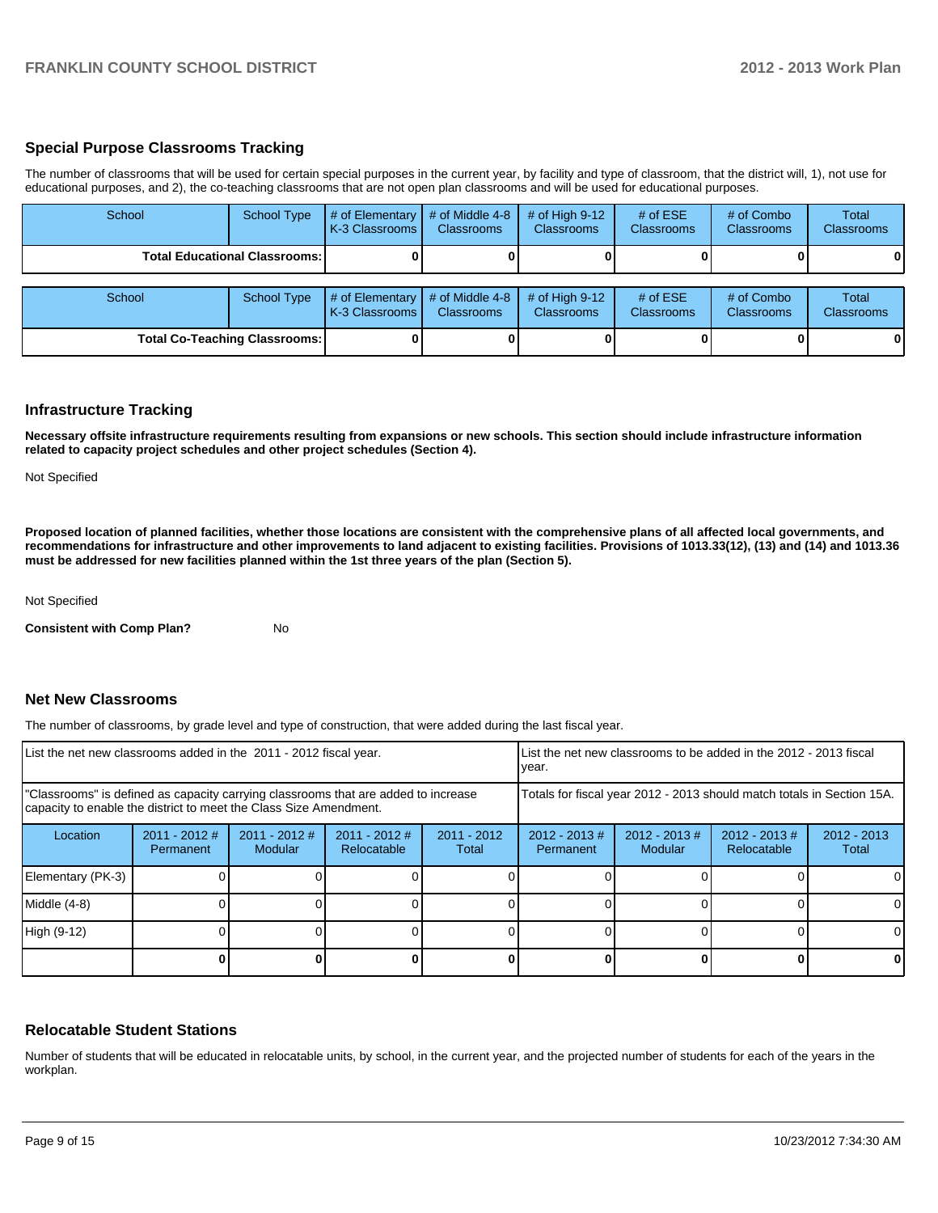## Special Purpose Classrooms Tracking

The number of classrooms that will be used for certain special purposes in the current year, by facility and type of classroom, that the district will, 1), not use for educational purposes, and 2), the co-teaching classrooms that are not open plan classrooms and will be used for educational purposes.

| School | School Type | # of Elementary K-3 Classrooms | # of Middle 4-8 Classrooms | # of High 9-12 Classrooms | # of ESE Classrooms | # of Combo Classrooms | Total Classrooms |
|---|---|---|---|---|---|---|---|
| **Total Educational Classrooms:** | | **0** | **0** | **0** | **0** | **0** | **0** |

| School | School Type | # of Elementary K-3 Classrooms | # of Middle 4-8 Classrooms | # of High 9-12 Classrooms | # of ESE Classrooms | # of Combo Classrooms | Total Classrooms |
|---|---|---|---|---|---|---|---|
| **Total Co-Teaching Classrooms:** | | **0** | **0** | **0** | **0** | **0** | **0** |

## Infrastructure Tracking

**Necessary offsite infrastructure requirements resulting from expansions or new schools. This section should include infrastructure information related to capacity project schedules and other project schedules (Section 4).**

Not Specified

**Proposed location of planned facilities, whether those locations are consistent with the comprehensive plans of all affected local governments, and recommendations for infrastructure and other improvements to land adjacent to existing facilities. Provisions of 1013.33(12), (13) and (14) and 1013.36 must be addressed for new facilities planned within the 1st three years of the plan (Section 5).**

Not Specified

**Consistent with Comp Plan?** No

## Net New Classrooms

The number of classrooms, by grade level and type of construction, that were added during the last fiscal year.

| List the net new classrooms added in the 2011 - 2012 fiscal year. | | | | | List the net new classrooms to be added in the 2012 - 2013 fiscal year. | | | |
|---|---|---|---|---|---|---|---|---|
| "Classrooms" is defined as capacity carrying classrooms that are added to increase capacity to enable the district to meet the Class Size Amendment. | | | | | Totals for fiscal year 2012 - 2013 should match totals in Section 15A. | | | |
| Location | 2011 - 2012 # Permanent | 2011 - 2012 # Modular | 2011 - 2012 # Relocatable | 2011 - 2012 Total | 2012 - 2013 # Permanent | 2012 - 2013 # Modular | 2012 - 2013 # Relocatable | 2012 - 2013 Total |
| Elementary (PK-3) | 0 | 0 | 0 | 0 | 0 | 0 | 0 | 0 |
| Middle (4-8) | 0 | 0 | 0 | 0 | 0 | 0 | 0 | 0 |
| High (9-12) | 0 | 0 | 0 | 0 | 0 | 0 | 0 | 0 |
| | **0** | **0** | **0** | **0** | **0** | **0** | **0** | **0** |

## Relocatable Student Stations

Number of students that will be educated in relocatable units, by school, in the current year, and the projected number of students for each of the years in the workplan.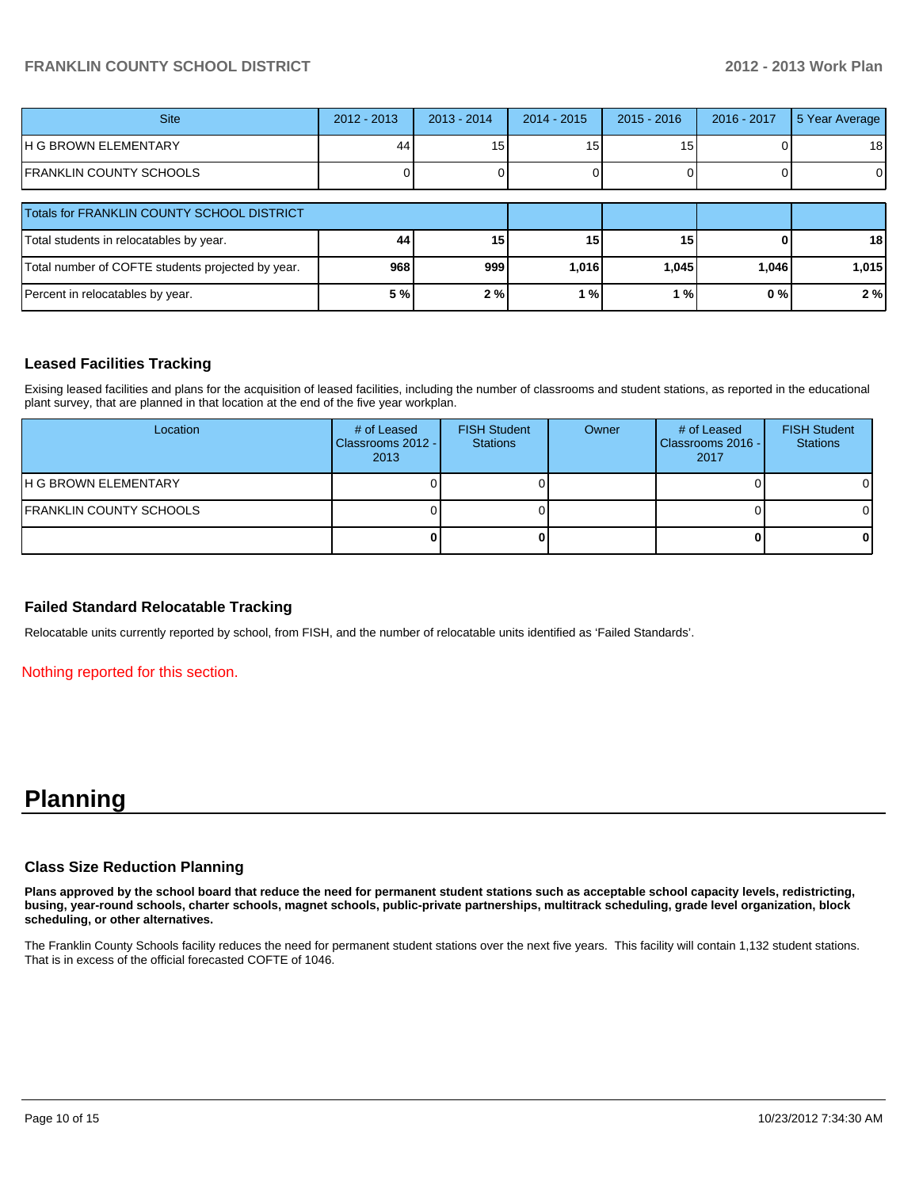| Site | 2012 - 2013 | 2013 - 2014 | 2014 - 2015 | 2015 - 2016 | 2016 - 2017 | 5 Year Average |
| --- | --- | --- | --- | --- | --- | --- |
| H G BROWN ELEMENTARY | 44 | 15 | 15 | 15 | 0 | 18 |
| FRANKLIN COUNTY SCHOOLS | 0 | 0 | 0 | 0 | 0 | 0 |

| Totals for FRANKLIN COUNTY SCHOOL DISTRICT | | | | | | |
| --- | --- | --- | --- | --- | --- | --- |
| Total students in relocatables by year. | **44** | **15** | **15** | **15** | **0** | **18** |
| Total number of COFTE students projected by year. | **968** | **999** | **1,016** | **1,045** | **1,046** | **1,015** |
| Percent in relocatables by year. | **5 %** | **2 %** | **1 %** | **1 %** | **0 %** | **2 %** |

### Leased Facilities Tracking

Exising leased facilities and plans for the acquisition of leased facilities, including the number of classrooms and student stations, as reported in the educational plant survey, that are planned in that location at the end of the five year workplan.

| Location | # of Leased Classrooms 2012 - 2013 | FISH Student Stations | Owner | # of Leased Classrooms 2016 - 2017 | FISH Student Stations |
| --- | --- | --- | --- | --- | --- |
| H G BROWN ELEMENTARY | 0 | 0 | | 0 | 0 |
| FRANKLIN COUNTY SCHOOLS | 0 | 0 | | 0 | 0 |
| | **0** | **0** | | **0** | **0** |

### Failed Standard Relocatable Tracking

Relocatable units currently reported by school, from FISH, and the number of relocatable units identified as 'Failed Standards'.

Nothing reported for this section.

# Planning

### Class Size Reduction Planning

**Plans approved by the school board that reduce the need for permanent student stations such as acceptable school capacity levels, redistricting, busing, year-round schools, charter schools, magnet schools, public-private partnerships, multitrack scheduling, grade level organization, block scheduling, or other alternatives.**

The Franklin County Schools facility reduces the need for permanent student stations over the next five years. This facility will contain 1,132 student stations. That is in excess of the official forecasted COFTE of 1046.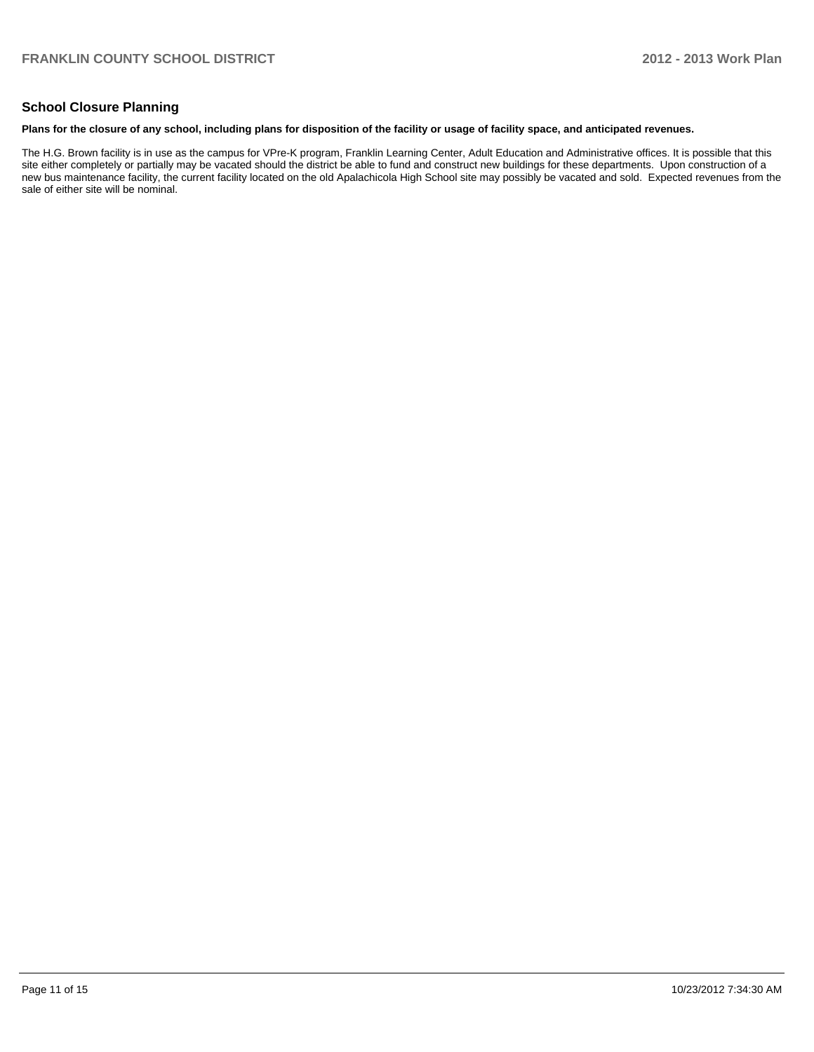## School Closure Planning

**Plans for the closure of any school, including plans for disposition of the facility or usage of facility space, and anticipated revenues.**

The H.G. Brown facility is in use as the campus for VPre-K program, Franklin Learning Center, Adult Education and Administrative offices. It is possible that this site either completely or partially may be vacated should the district be able to fund and construct new buildings for these departments. Upon construction of a new bus maintenance facility, the current facility located on the old Apalachicola High School site may possibly be vacated and sold. Expected revenues from the sale of either site will be nominal.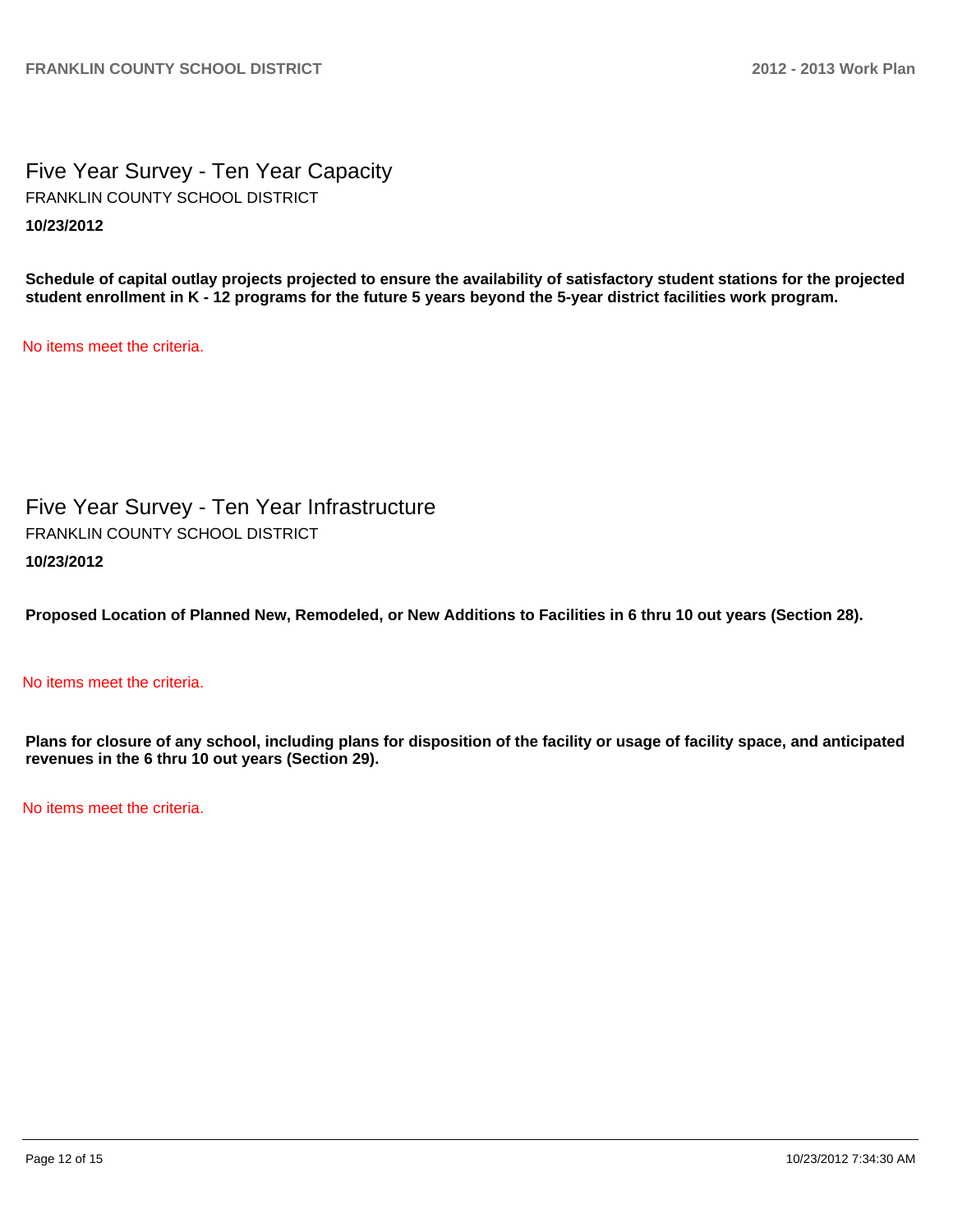## Five Year Survey - Ten Year Capacity

FRANKLIN COUNTY SCHOOL DISTRICT

**10/23/2012**

**Schedule of capital outlay projects projected to ensure the availability of satisfactory student stations for the projected student enrollment in K - 12 programs for the future 5 years beyond the 5-year district facilities work program.**

No items meet the criteria.

## Five Year Survey - Ten Year Infrastructure

FRANKLIN COUNTY SCHOOL DISTRICT

**10/23/2012**

**Proposed Location of Planned New, Remodeled, or New Additions to Facilities in 6 thru 10 out years (Section 28).**

No items meet the criteria.

**Plans for closure of any school, including plans for disposition of the facility or usage of facility space, and anticipated revenues in the 6 thru 10 out years (Section 29).**

No items meet the criteria.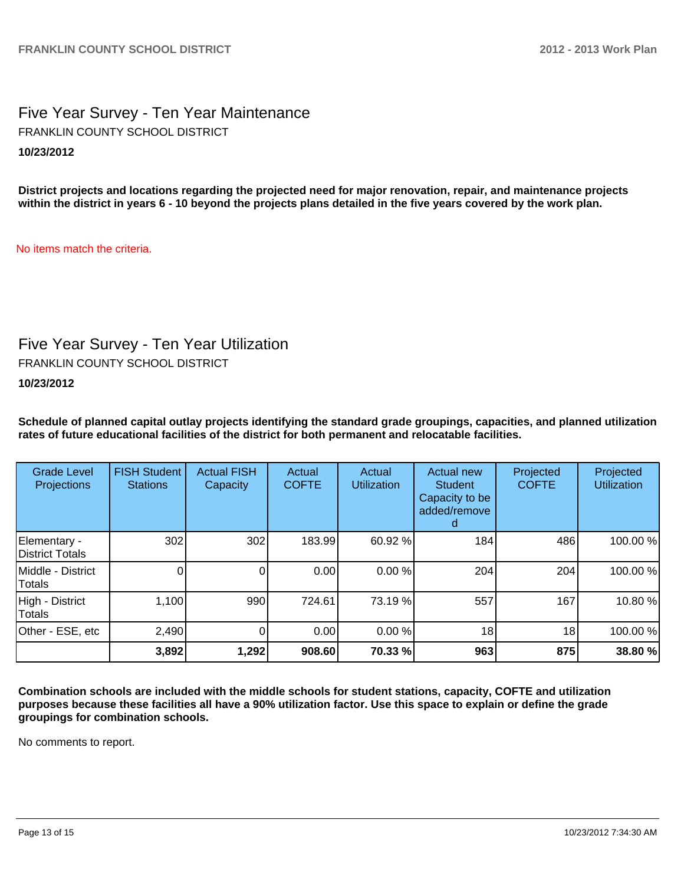## Five Year Survey - Ten Year Maintenance

FRANKLIN COUNTY SCHOOL DISTRICT

**10/23/2012**

**District projects and locations regarding the projected need for major renovation, repair, and maintenance projects within the district in years 6 - 10 beyond the projects plans detailed in the five years covered by the work plan.**

No items match the criteria.

## Five Year Survey - Ten Year Utilization

FRANKLIN COUNTY SCHOOL DISTRICT

**10/23/2012**

**Schedule of planned capital outlay projects identifying the standard grade groupings, capacities, and planned utilization rates of future educational facilities of the district for both permanent and relocatable facilities.**

| Grade Level Projections | FISH Student Stations | Actual FISH Capacity | Actual COFTE | Actual Utilization | Actual new Student Capacity to be added/removed | Projected COFTE | Projected Utilization |
|---|---|---|---|---|---|---|---|
| Elementary - District Totals | 302 | 302 | 183.99 | 60.92 % | 184 | 486 | 100.00 % |
| Middle - District Totals | 0 | 0 | 0.00 | 0.00 % | 204 | 204 | 100.00 % |
| High - District Totals | 1,100 | 990 | 724.61 | 73.19 % | 557 | 167 | 10.80 % |
| Other - ESE, etc | 2,490 | 0 | 0.00 | 0.00 % | 18 | 18 | 100.00 % |
| | **3,892** | **1,292** | **908.60** | **70.33 %** | **963** | **875** | **38.80 %** |

**Combination schools are included with the middle schools for student stations, capacity, COFTE and utilization purposes because these facilities all have a 90% utilization factor. Use this space to explain or define the grade groupings for combination schools.**

No comments to report.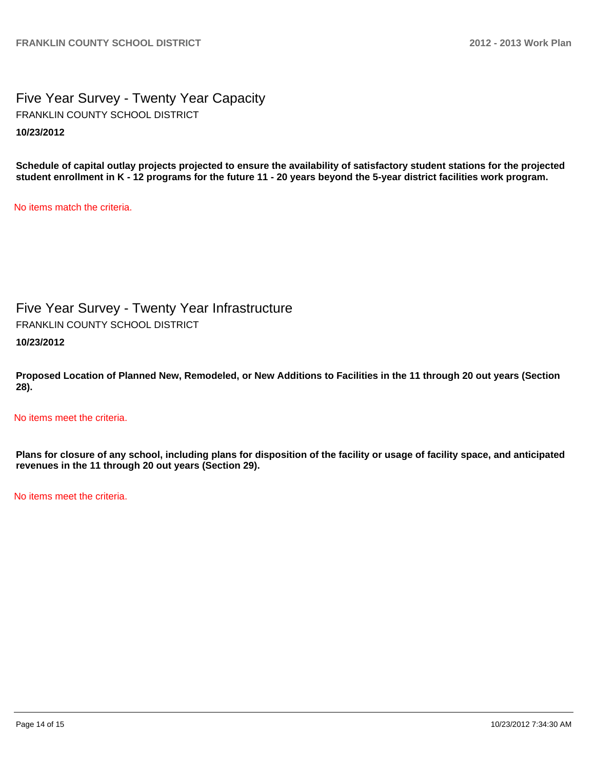# Five Year Survey - Twenty Year Capacity

FRANKLIN COUNTY SCHOOL DISTRICT

**10/23/2012**

**Schedule of capital outlay projects projected to ensure the availability of satisfactory student stations for the projected student enrollment in K - 12 programs for the future 11 - 20 years beyond the 5-year district facilities work program.**

No items match the criteria.

# Five Year Survey - Twenty Year Infrastructure

FRANKLIN COUNTY SCHOOL DISTRICT

**10/23/2012**

**Proposed Location of Planned New, Remodeled, or New Additions to Facilities in the 11 through 20 out years (Section 28).**

No items meet the criteria.

**Plans for closure of any school, including plans for disposition of the facility or usage of facility space, and anticipated revenues in the 11 through 20 out years (Section 29).**

No items meet the criteria.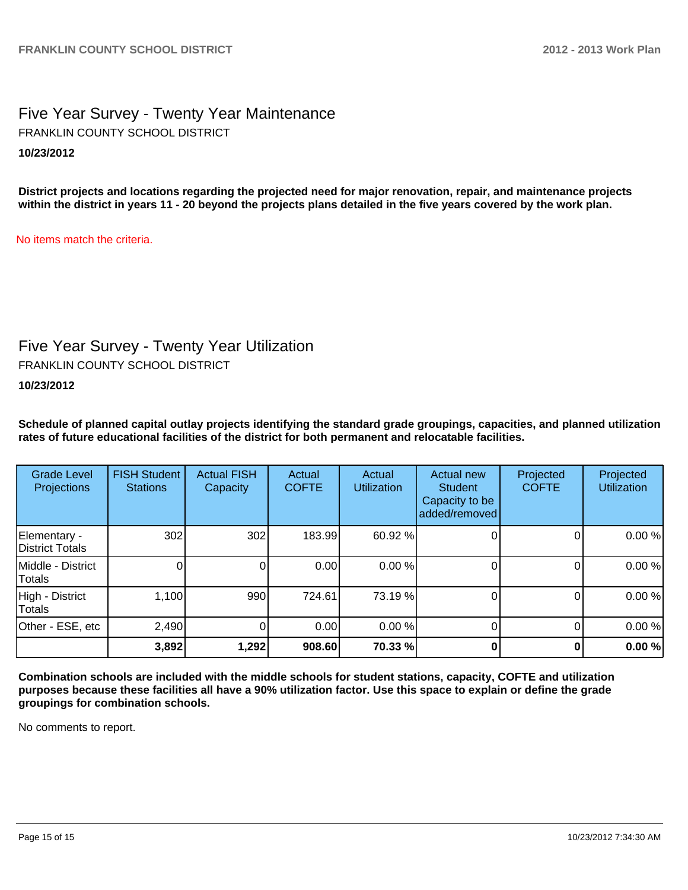## Five Year Survey - Twenty Year Maintenance

FRANKLIN COUNTY SCHOOL DISTRICT

**10/23/2012**

**District projects and locations regarding the projected need for major renovation, repair, and maintenance projects within the district in years 11 - 20 beyond the projects plans detailed in the five years covered by the work plan.**

No items match the criteria.

## Five Year Survey - Twenty Year Utilization

FRANKLIN COUNTY SCHOOL DISTRICT

**10/23/2012**

**Schedule of planned capital outlay projects identifying the standard grade groupings, capacities, and planned utilization rates of future educational facilities of the district for both permanent and relocatable facilities.**

| Grade Level Projections | FISH Student Stations | Actual FISH Capacity | Actual COFTE | Actual Utilization | Actual new Student Capacity to be added/removed | Projected COFTE | Projected Utilization |
|---|---|---|---|---|---|---|---|
| Elementary - District Totals | 302 | 302 | 183.99 | 60.92 % | 0 | 0 | 0.00 % |
| Middle - District Totals | 0 | 0 | 0.00 | 0.00 % | 0 | 0 | 0.00 % |
| High - District Totals | 1,100 | 990 | 724.61 | 73.19 % | 0 | 0 | 0.00 % |
| Other - ESE, etc | 2,490 | 0 | 0.00 | 0.00 % | 0 | 0 | 0.00 % |
| | **3,892** | **1,292** | **908.60** | **70.33 %** | **0** | **0** | **0.00 %** |

**Combination schools are included with the middle schools for student stations, capacity, COFTE and utilization purposes because these facilities all have a 90% utilization factor. Use this space to explain or define the grade groupings for combination schools.**

No comments to report.